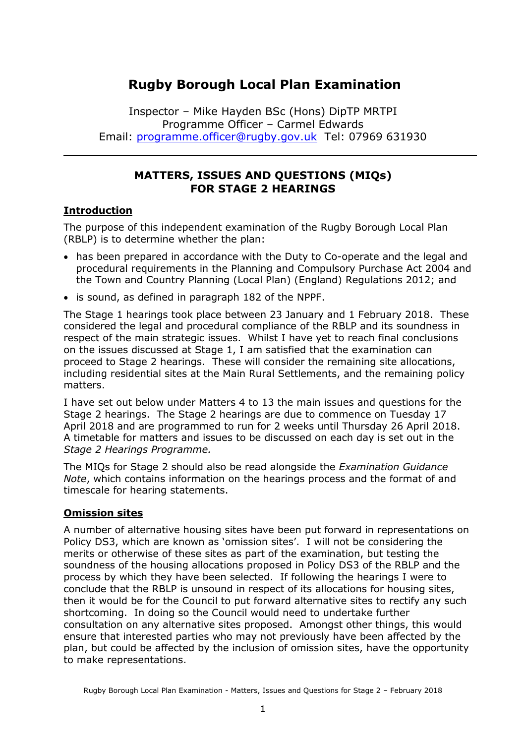# Rugby Borough Local Plan Examination

Inspector – Mike Hayden BSc (Hons) DipTP MRTPI
Programme Officer – Carmel Edwards
Email: programme.officer@rugby.gov.uk Tel: 07969 631930

---

## MATTERS, ISSUES AND QUESTIONS (MIQs) FOR STAGE 2 HEARINGS

### Introduction

The purpose of this independent examination of the Rugby Borough Local Plan (RBLP) is to determine whether the plan:

- has been prepared in accordance with the Duty to Co-operate and the legal and procedural requirements in the Planning and Compulsory Purchase Act 2004 and the Town and Country Planning (Local Plan) (England) Regulations 2012; and
- is sound, as defined in paragraph 182 of the NPPF.

The Stage 1 hearings took place between 23 January and 1 February 2018. These considered the legal and procedural compliance of the RBLP and its soundness in respect of the main strategic issues. Whilst I have yet to reach final conclusions on the issues discussed at Stage 1, I am satisfied that the examination can proceed to Stage 2 hearings. These will consider the remaining site allocations, including residential sites at the Main Rural Settlements, and the remaining policy matters.

I have set out below under Matters 4 to 13 the main issues and questions for the Stage 2 hearings. The Stage 2 hearings are due to commence on Tuesday 17 April 2018 and are programmed to run for 2 weeks until Thursday 26 April 2018. A timetable for matters and issues to be discussed on each day is set out in the *Stage 2 Hearings Programme.*

The MIQs for Stage 2 should also be read alongside the *Examination Guidance Note*, which contains information on the hearings process and the format of and timescale for hearing statements.

### Omission sites

A number of alternative housing sites have been put forward in representations on Policy DS3, which are known as 'omission sites'. I will not be considering the merits or otherwise of these sites as part of the examination, but testing the soundness of the housing allocations proposed in Policy DS3 of the RBLP and the process by which they have been selected. If following the hearings I were to conclude that the RBLP is unsound in respect of its allocations for housing sites, then it would be for the Council to put forward alternative sites to rectify any such shortcoming. In doing so the Council would need to undertake further consultation on any alternative sites proposed. Amongst other things, this would ensure that interested parties who may not previously have been affected by the plan, but could be affected by the inclusion of omission sites, have the opportunity to make representations.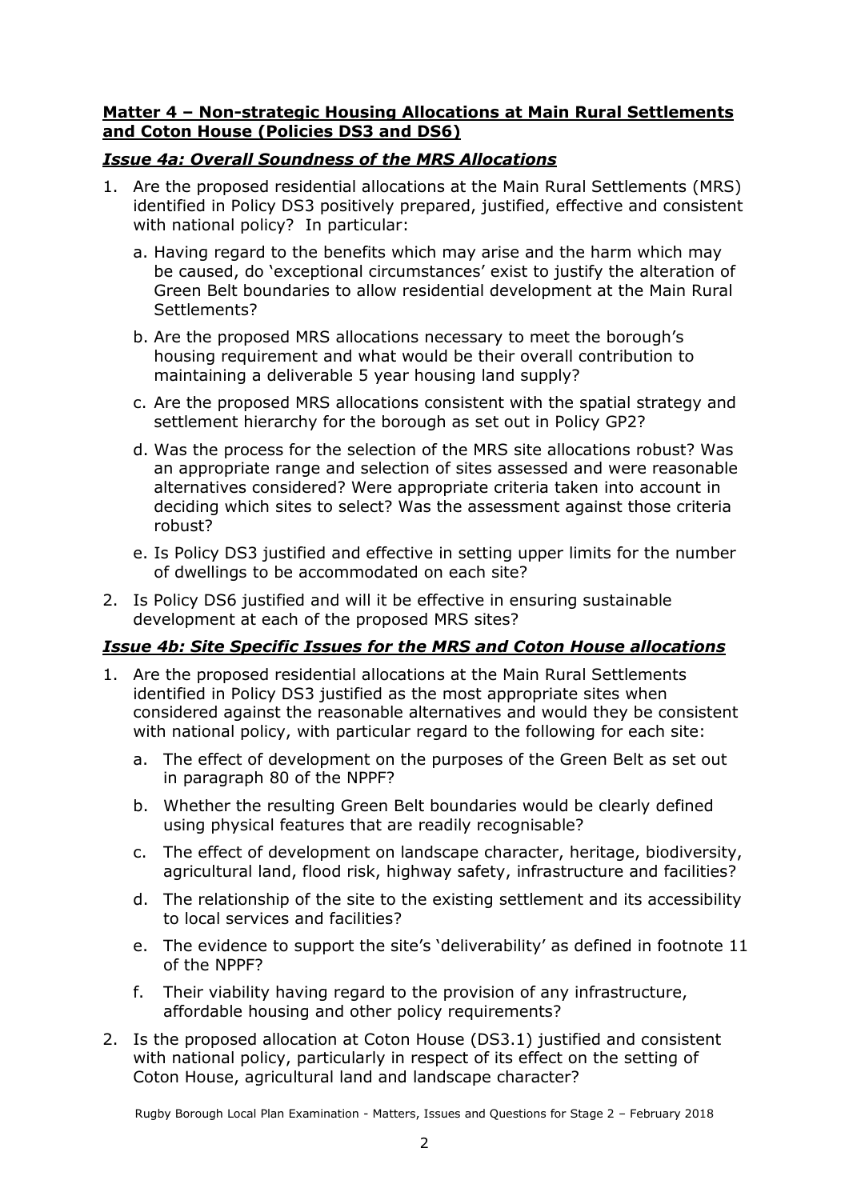**Matter 4 – Non-strategic Housing Allocations at Main Rural Settlements and Coton House (Policies DS3 and DS6)**

***Issue 4a: Overall Soundness of the MRS Allocations***

1. Are the proposed residential allocations at the Main Rural Settlements (MRS) identified in Policy DS3 positively prepared, justified, effective and consistent with national policy? In particular:
   a. Having regard to the benefits which may arise and the harm which may be caused, do 'exceptional circumstances' exist to justify the alteration of Green Belt boundaries to allow residential development at the Main Rural Settlements?
   b. Are the proposed MRS allocations necessary to meet the borough's housing requirement and what would be their overall contribution to maintaining a deliverable 5 year housing land supply?
   c. Are the proposed MRS allocations consistent with the spatial strategy and settlement hierarchy for the borough as set out in Policy GP2?
   d. Was the process for the selection of the MRS site allocations robust? Was an appropriate range and selection of sites assessed and were reasonable alternatives considered? Were appropriate criteria taken into account in deciding which sites to select? Was the assessment against those criteria robust?
   e. Is Policy DS3 justified and effective in setting upper limits for the number of dwellings to be accommodated on each site?
2. Is Policy DS6 justified and will it be effective in ensuring sustainable development at each of the proposed MRS sites?

***Issue 4b: Site Specific Issues for the MRS and Coton House allocations***

1. Are the proposed residential allocations at the Main Rural Settlements identified in Policy DS3 justified as the most appropriate sites when considered against the reasonable alternatives and would they be consistent with national policy, with particular regard to the following for each site:
   a. The effect of development on the purposes of the Green Belt as set out in paragraph 80 of the NPPF?
   b. Whether the resulting Green Belt boundaries would be clearly defined using physical features that are readily recognisable?
   c. The effect of development on landscape character, heritage, biodiversity, agricultural land, flood risk, highway safety, infrastructure and facilities?
   d. The relationship of the site to the existing settlement and its accessibility to local services and facilities?
   e. The evidence to support the site's 'deliverability' as defined in footnote 11 of the NPPF?
   f. Their viability having regard to the provision of any infrastructure, affordable housing and other policy requirements?
2. Is the proposed allocation at Coton House (DS3.1) justified and consistent with national policy, particularly in respect of its effect on the setting of Coton House, agricultural land and landscape character?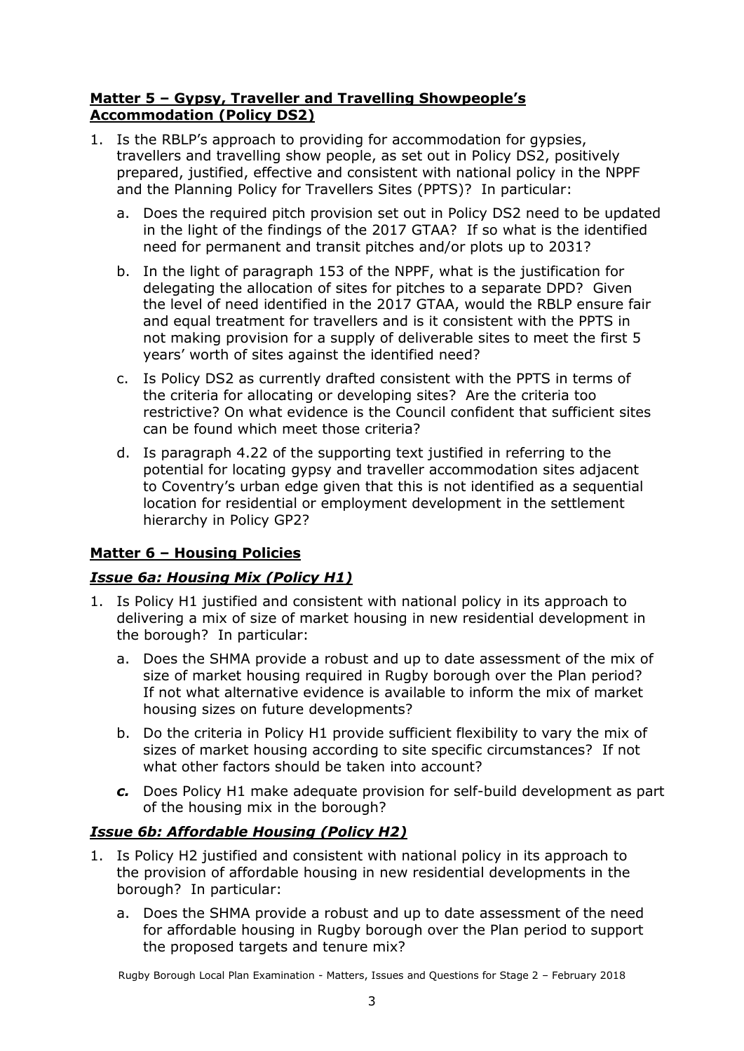**Matter 5 – Gypsy, Traveller and Travelling Showpeople's Accommodation (Policy DS2)**

1. Is the RBLP's approach to providing for accommodation for gypsies, travellers and travelling show people, as set out in Policy DS2, positively prepared, justified, effective and consistent with national policy in the NPPF and the Planning Policy for Travellers Sites (PPTS)? In particular:
   a. Does the required pitch provision set out in Policy DS2 need to be updated in the light of the findings of the 2017 GTAA? If so what is the identified need for permanent and transit pitches and/or plots up to 2031?
   b. In the light of paragraph 153 of the NPPF, what is the justification for delegating the allocation of sites for pitches to a separate DPD? Given the level of need identified in the 2017 GTAA, would the RBLP ensure fair and equal treatment for travellers and is it consistent with the PPTS in not making provision for a supply of deliverable sites to meet the first 5 years' worth of sites against the identified need?
   c. Is Policy DS2 as currently drafted consistent with the PPTS in terms of the criteria for allocating or developing sites? Are the criteria too restrictive? On what evidence is the Council confident that sufficient sites can be found which meet those criteria?
   d. Is paragraph 4.22 of the supporting text justified in referring to the potential for locating gypsy and traveller accommodation sites adjacent to Coventry's urban edge given that this is not identified as a sequential location for residential or employment development in the settlement hierarchy in Policy GP2?

**Matter 6 – Housing Policies**

***Issue 6a: Housing Mix (Policy H1)***

1. Is Policy H1 justified and consistent with national policy in its approach to delivering a mix of size of market housing in new residential development in the borough? In particular:
   a. Does the SHMA provide a robust and up to date assessment of the mix of size of market housing required in Rugby borough over the Plan period? If not what alternative evidence is available to inform the mix of market housing sizes on future developments?
   b. Do the criteria in Policy H1 provide sufficient flexibility to vary the mix of sizes of market housing according to site specific circumstances? If not what other factors should be taken into account?
   ***c.*** Does Policy H1 make adequate provision for self-build development as part of the housing mix in the borough?

***Issue 6b: Affordable Housing (Policy H2)***

1. Is Policy H2 justified and consistent with national policy in its approach to the provision of affordable housing in new residential developments in the borough? In particular:
   a. Does the SHMA provide a robust and up to date assessment of the need for affordable housing in Rugby borough over the Plan period to support the proposed targets and tenure mix?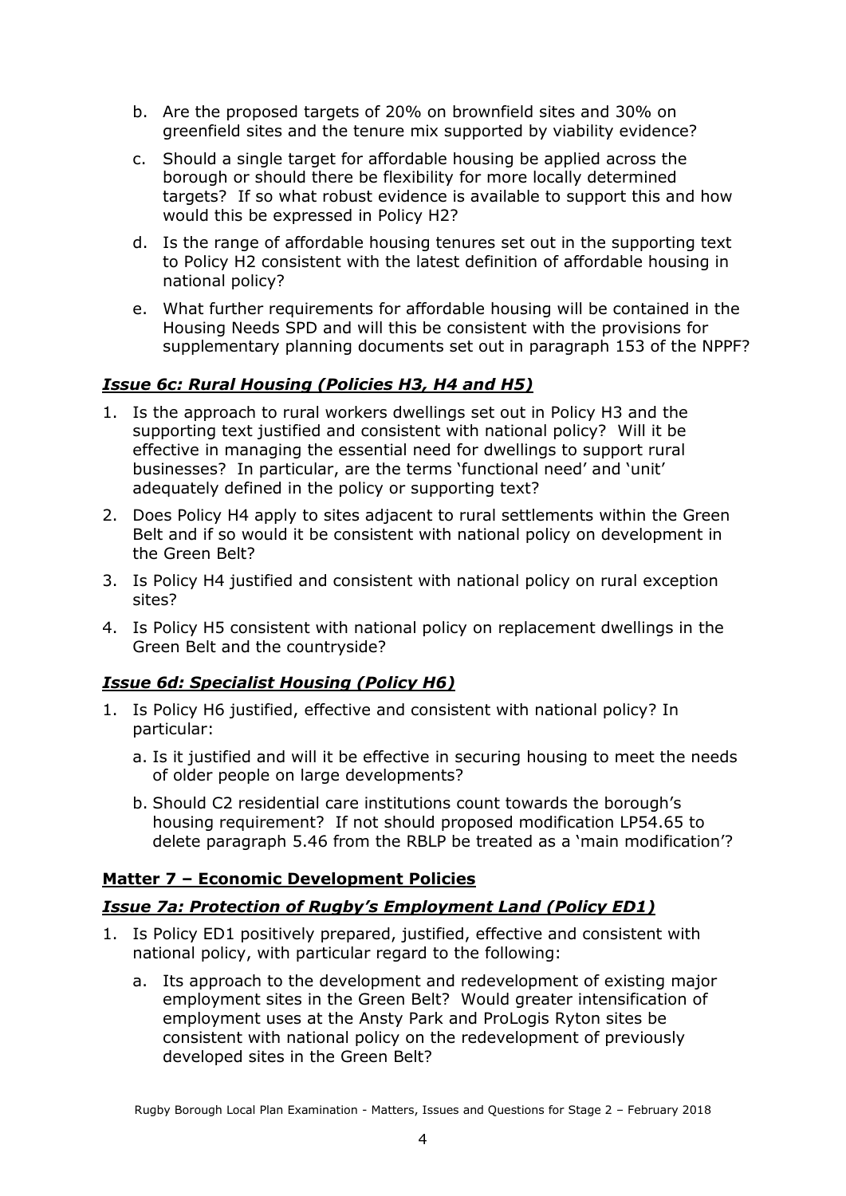b. Are the proposed targets of 20% on brownfield sites and 30% on greenfield sites and the tenure mix supported by viability evidence?

c. Should a single target for affordable housing be applied across the borough or should there be flexibility for more locally determined targets? If so what robust evidence is available to support this and how would this be expressed in Policy H2?

d. Is the range of affordable housing tenures set out in the supporting text to Policy H2 consistent with the latest definition of affordable housing in national policy?

e. What further requirements for affordable housing will be contained in the Housing Needs SPD and will this be consistent with the provisions for supplementary planning documents set out in paragraph 153 of the NPPF?

### ***Issue 6c: Rural Housing (Policies H3, H4 and H5)***

1. Is the approach to rural workers dwellings set out in Policy H3 and the supporting text justified and consistent with national policy? Will it be effective in managing the essential need for dwellings to support rural businesses? In particular, are the terms 'functional need' and 'unit' adequately defined in the policy or supporting text?
2. Does Policy H4 apply to sites adjacent to rural settlements within the Green Belt and if so would it be consistent with national policy on development in the Green Belt?
3. Is Policy H4 justified and consistent with national policy on rural exception sites?
4. Is Policy H5 consistent with national policy on replacement dwellings in the Green Belt and the countryside?

### ***Issue 6d: Specialist Housing (Policy H6)***

1. Is Policy H6 justified, effective and consistent with national policy? In particular:
   a. Is it justified and will it be effective in securing housing to meet the needs of older people on large developments?
   b. Should C2 residential care institutions count towards the borough's housing requirement? If not should proposed modification LP54.65 to delete paragraph 5.46 from the RBLP be treated as a 'main modification'?

## **Matter 7 – Economic Development Policies**

### ***Issue 7a: Protection of Rugby's Employment Land (Policy ED1)***

1. Is Policy ED1 positively prepared, justified, effective and consistent with national policy, with particular regard to the following:
   a. Its approach to the development and redevelopment of existing major employment sites in the Green Belt? Would greater intensification of employment uses at the Ansty Park and ProLogis Ryton sites be consistent with national policy on the redevelopment of previously developed sites in the Green Belt?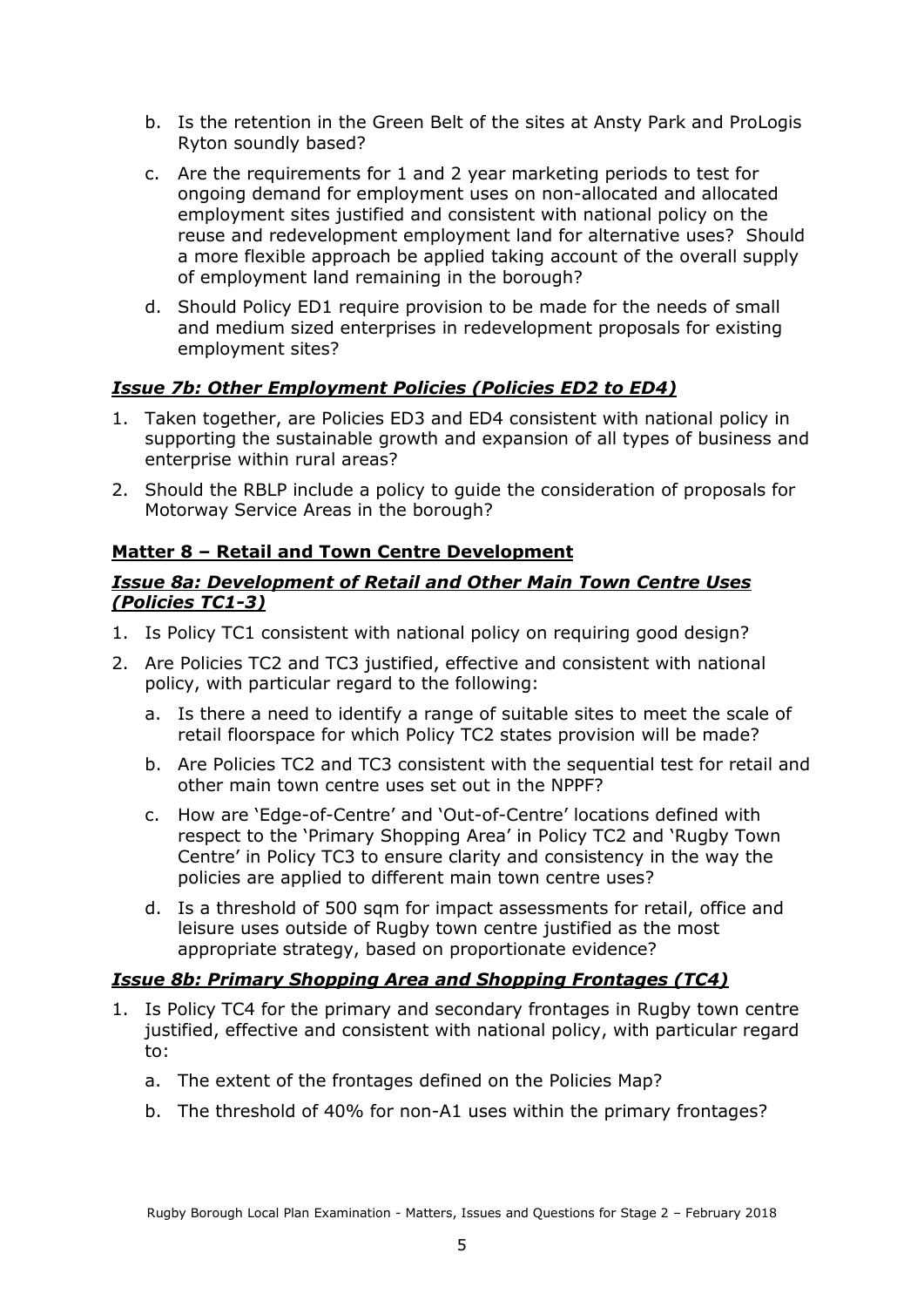b. Is the retention in the Green Belt of the sites at Ansty Park and ProLogis Ryton soundly based?

c. Are the requirements for 1 and 2 year marketing periods to test for ongoing demand for employment uses on non-allocated and allocated employment sites justified and consistent with national policy on the reuse and redevelopment employment land for alternative uses? Should a more flexible approach be applied taking account of the overall supply of employment land remaining in the borough?

d. Should Policy ED1 require provision to be made for the needs of small and medium sized enterprises in redevelopment proposals for existing employment sites?

### ***Issue 7b: Other Employment Policies (Policies ED2 to ED4)***

1. Taken together, are Policies ED3 and ED4 consistent with national policy in supporting the sustainable growth and expansion of all types of business and enterprise within rural areas?
2. Should the RBLP include a policy to guide the consideration of proposals for Motorway Service Areas in the borough?

## **Matter 8 – Retail and Town Centre Development**

### ***Issue 8a: Development of Retail and Other Main Town Centre Uses (Policies TC1-3)***

1. Is Policy TC1 consistent with national policy on requiring good design?
2. Are Policies TC2 and TC3 justified, effective and consistent with national policy, with particular regard to the following:
   a. Is there a need to identify a range of suitable sites to meet the scale of retail floorspace for which Policy TC2 states provision will be made?
   b. Are Policies TC2 and TC3 consistent with the sequential test for retail and other main town centre uses set out in the NPPF?
   c. How are 'Edge-of-Centre' and 'Out-of-Centre' locations defined with respect to the 'Primary Shopping Area' in Policy TC2 and 'Rugby Town Centre' in Policy TC3 to ensure clarity and consistency in the way the policies are applied to different main town centre uses?
   d. Is a threshold of 500 sqm for impact assessments for retail, office and leisure uses outside of Rugby town centre justified as the most appropriate strategy, based on proportionate evidence?

### ***Issue 8b: Primary Shopping Area and Shopping Frontages (TC4)***

1. Is Policy TC4 for the primary and secondary frontages in Rugby town centre justified, effective and consistent with national policy, with particular regard to:
   a. The extent of the frontages defined on the Policies Map?
   b. The threshold of 40% for non-A1 uses within the primary frontages?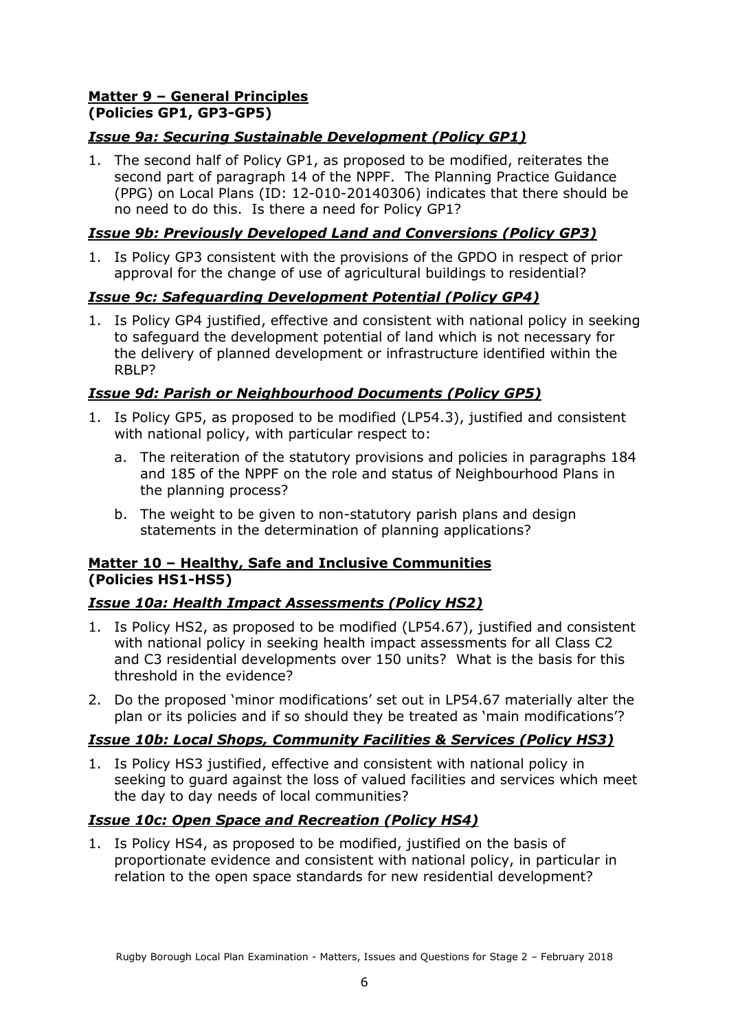## **Matter 9 – General Principles**
**(Policies GP1, GP3-GP5)**

### ***Issue 9a: Securing Sustainable Development (Policy GP1)***

1. The second half of Policy GP1, as proposed to be modified, reiterates the second part of paragraph 14 of the NPPF. The Planning Practice Guidance (PPG) on Local Plans (ID: 12-010-20140306) indicates that there should be no need to do this. Is there a need for Policy GP1?

### ***Issue 9b: Previously Developed Land and Conversions (Policy GP3)***

1. Is Policy GP3 consistent with the provisions of the GPDO in respect of prior approval for the change of use of agricultural buildings to residential?

### ***Issue 9c: Safeguarding Development Potential (Policy GP4)***

1. Is Policy GP4 justified, effective and consistent with national policy in seeking to safeguard the development potential of land which is not necessary for the delivery of planned development or infrastructure identified within the RBLP?

### ***Issue 9d: Parish or Neighbourhood Documents (Policy GP5)***

1. Is Policy GP5, as proposed to be modified (LP54.3), justified and consistent with national policy, with particular respect to:
   a. The reiteration of the statutory provisions and policies in paragraphs 184 and 185 of the NPPF on the role and status of Neighbourhood Plans in the planning process?
   b. The weight to be given to non-statutory parish plans and design statements in the determination of planning applications?

## **Matter 10 – Healthy, Safe and Inclusive Communities**
**(Policies HS1-HS5)**

### ***Issue 10a: Health Impact Assessments (Policy HS2)***

1. Is Policy HS2, as proposed to be modified (LP54.67), justified and consistent with national policy in seeking health impact assessments for all Class C2 and C3 residential developments over 150 units? What is the basis for this threshold in the evidence?
2. Do the proposed 'minor modifications' set out in LP54.67 materially alter the plan or its policies and if so should they be treated as 'main modifications'?

### ***Issue 10b: Local Shops, Community Facilities & Services (Policy HS3)***

1. Is Policy HS3 justified, effective and consistent with national policy in seeking to guard against the loss of valued facilities and services which meet the day to day needs of local communities?

### ***Issue 10c: Open Space and Recreation (Policy HS4)***

1. Is Policy HS4, as proposed to be modified, justified on the basis of proportionate evidence and consistent with national policy, in particular in relation to the open space standards for new residential development?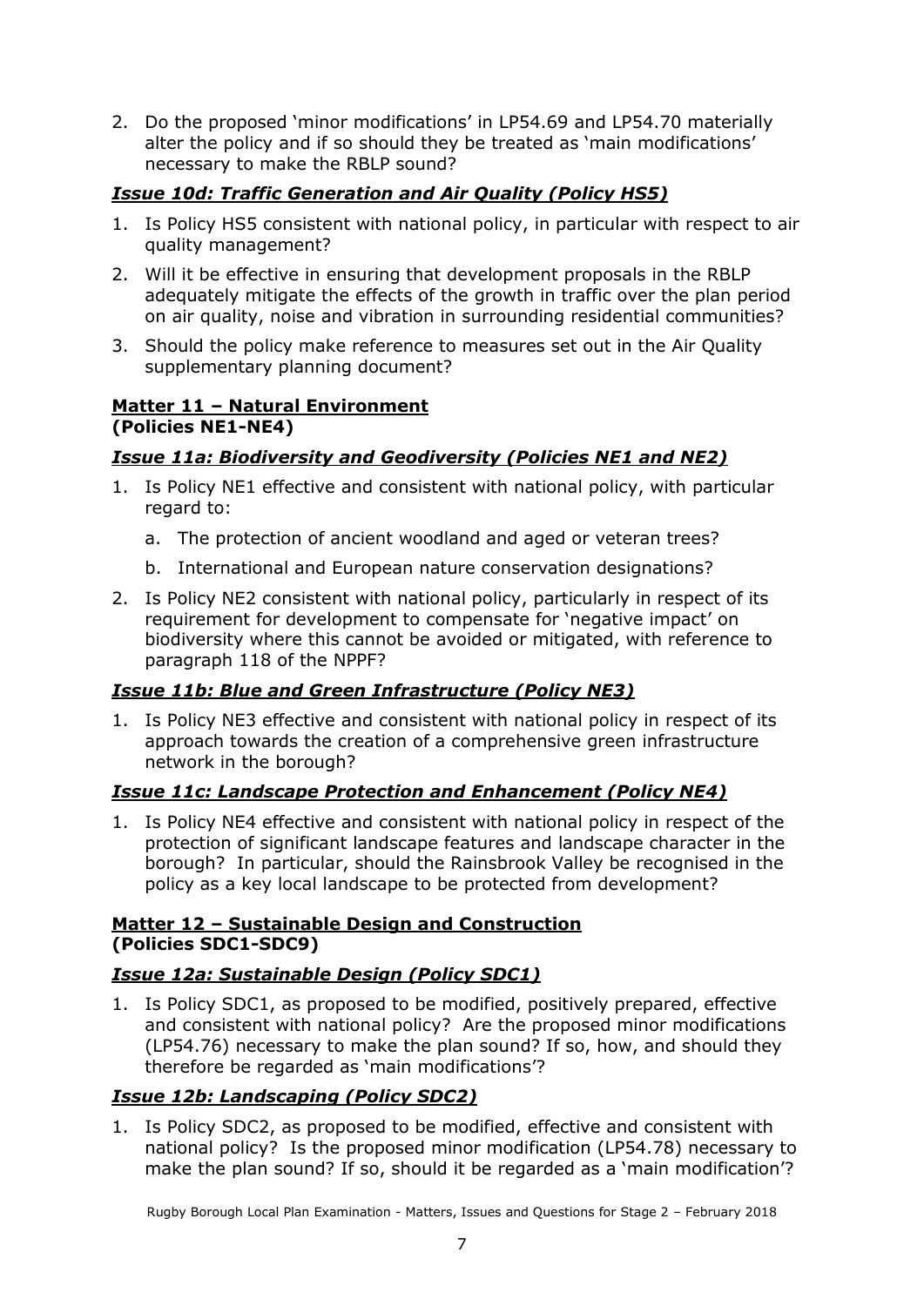2. Do the proposed 'minor modifications' in LP54.69 and LP54.70 materially alter the policy and if so should they be treated as 'main modifications' necessary to make the RBLP sound?

### *Issue 10d: Traffic Generation and Air Quality (Policy HS5)*

1. Is Policy HS5 consistent with national policy, in particular with respect to air quality management?
2. Will it be effective in ensuring that development proposals in the RBLP adequately mitigate the effects of the growth in traffic over the plan period on air quality, noise and vibration in surrounding residential communities?
3. Should the policy make reference to measures set out in the Air Quality supplementary planning document?

## Matter 11 – Natural Environment (Policies NE1-NE4)

### *Issue 11a: Biodiversity and Geodiversity (Policies NE1 and NE2)*

1. Is Policy NE1 effective and consistent with national policy, with particular regard to:
   a. The protection of ancient woodland and aged or veteran trees?
   b. International and European nature conservation designations?
2. Is Policy NE2 consistent with national policy, particularly in respect of its requirement for development to compensate for 'negative impact' on biodiversity where this cannot be avoided or mitigated, with reference to paragraph 118 of the NPPF?

### *Issue 11b: Blue and Green Infrastructure (Policy NE3)*

1. Is Policy NE3 effective and consistent with national policy in respect of its approach towards the creation of a comprehensive green infrastructure network in the borough?

### *Issue 11c: Landscape Protection and Enhancement (Policy NE4)*

1. Is Policy NE4 effective and consistent with national policy in respect of the protection of significant landscape features and landscape character in the borough? In particular, should the Rainsbrook Valley be recognised in the policy as a key local landscape to be protected from development?

## Matter 12 – Sustainable Design and Construction (Policies SDC1-SDC9)

### *Issue 12a: Sustainable Design (Policy SDC1)*

1. Is Policy SDC1, as proposed to be modified, positively prepared, effective and consistent with national policy? Are the proposed minor modifications (LP54.76) necessary to make the plan sound? If so, how, and should they therefore be regarded as 'main modifications'?

### *Issue 12b: Landscaping (Policy SDC2)*

1. Is Policy SDC2, as proposed to be modified, effective and consistent with national policy? Is the proposed minor modification (LP54.78) necessary to make the plan sound? If so, should it be regarded as a 'main modification'?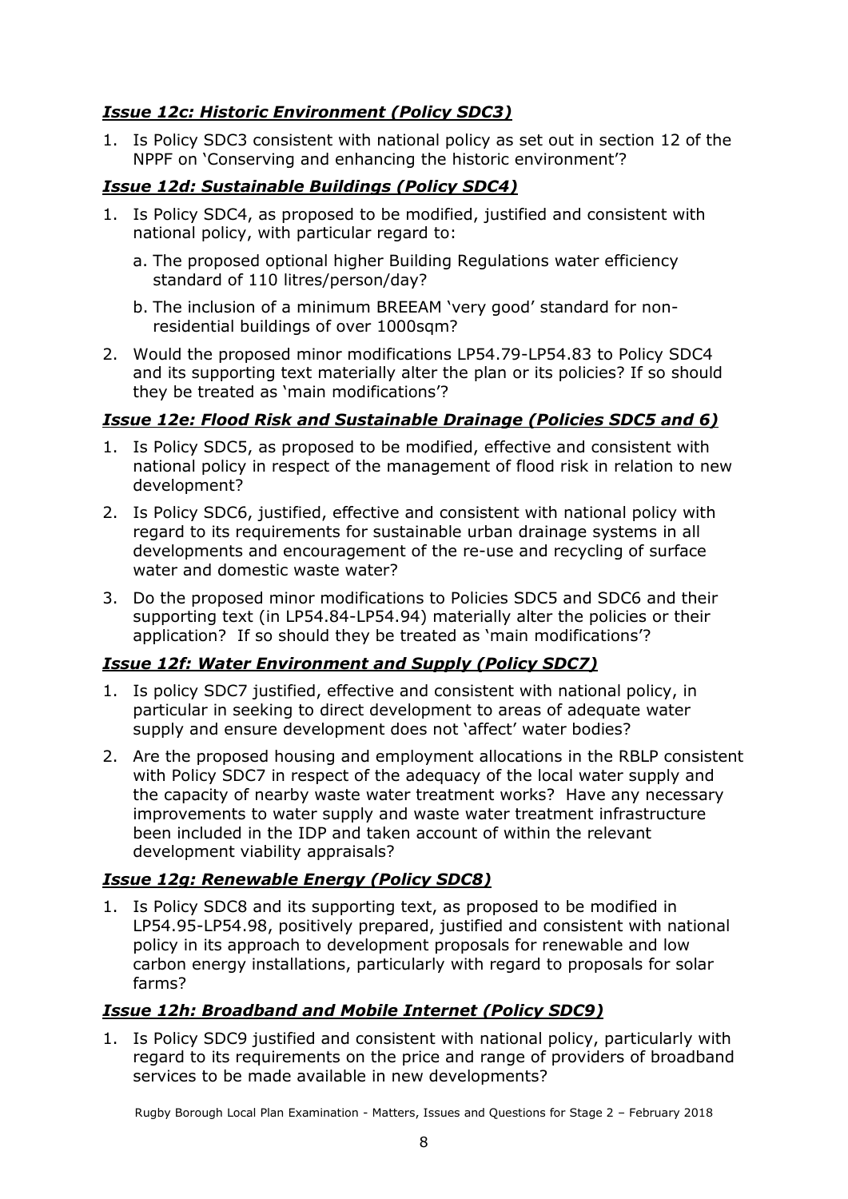### ***Issue 12c: Historic Environment (Policy SDC3)***

1. Is Policy SDC3 consistent with national policy as set out in section 12 of the NPPF on 'Conserving and enhancing the historic environment'?

### ***Issue 12d: Sustainable Buildings (Policy SDC4)***

1. Is Policy SDC4, as proposed to be modified, justified and consistent with national policy, with particular regard to:
   a. The proposed optional higher Building Regulations water efficiency standard of 110 litres/person/day?
   b. The inclusion of a minimum BREEAM 'very good' standard for non-residential buildings of over 1000sqm?
2. Would the proposed minor modifications LP54.79-LP54.83 to Policy SDC4 and its supporting text materially alter the plan or its policies? If so should they be treated as 'main modifications'?

### ***Issue 12e: Flood Risk and Sustainable Drainage (Policies SDC5 and 6)***

1. Is Policy SDC5, as proposed to be modified, effective and consistent with national policy in respect of the management of flood risk in relation to new development?
2. Is Policy SDC6, justified, effective and consistent with national policy with regard to its requirements for sustainable urban drainage systems in all developments and encouragement of the re-use and recycling of surface water and domestic waste water?
3. Do the proposed minor modifications to Policies SDC5 and SDC6 and their supporting text (in LP54.84-LP54.94) materially alter the policies or their application? If so should they be treated as 'main modifications'?

### ***Issue 12f: Water Environment and Supply (Policy SDC7)***

1. Is policy SDC7 justified, effective and consistent with national policy, in particular in seeking to direct development to areas of adequate water supply and ensure development does not 'affect' water bodies?
2. Are the proposed housing and employment allocations in the RBLP consistent with Policy SDC7 in respect of the adequacy of the local water supply and the capacity of nearby waste water treatment works? Have any necessary improvements to water supply and waste water treatment infrastructure been included in the IDP and taken account of within the relevant development viability appraisals?

### ***Issue 12g: Renewable Energy (Policy SDC8)***

1. Is Policy SDC8 and its supporting text, as proposed to be modified in LP54.95-LP54.98, positively prepared, justified and consistent with national policy in its approach to development proposals for renewable and low carbon energy installations, particularly with regard to proposals for solar farms?

### ***Issue 12h: Broadband and Mobile Internet (Policy SDC9)***

1. Is Policy SDC9 justified and consistent with national policy, particularly with regard to its requirements on the price and range of providers of broadband services to be made available in new developments?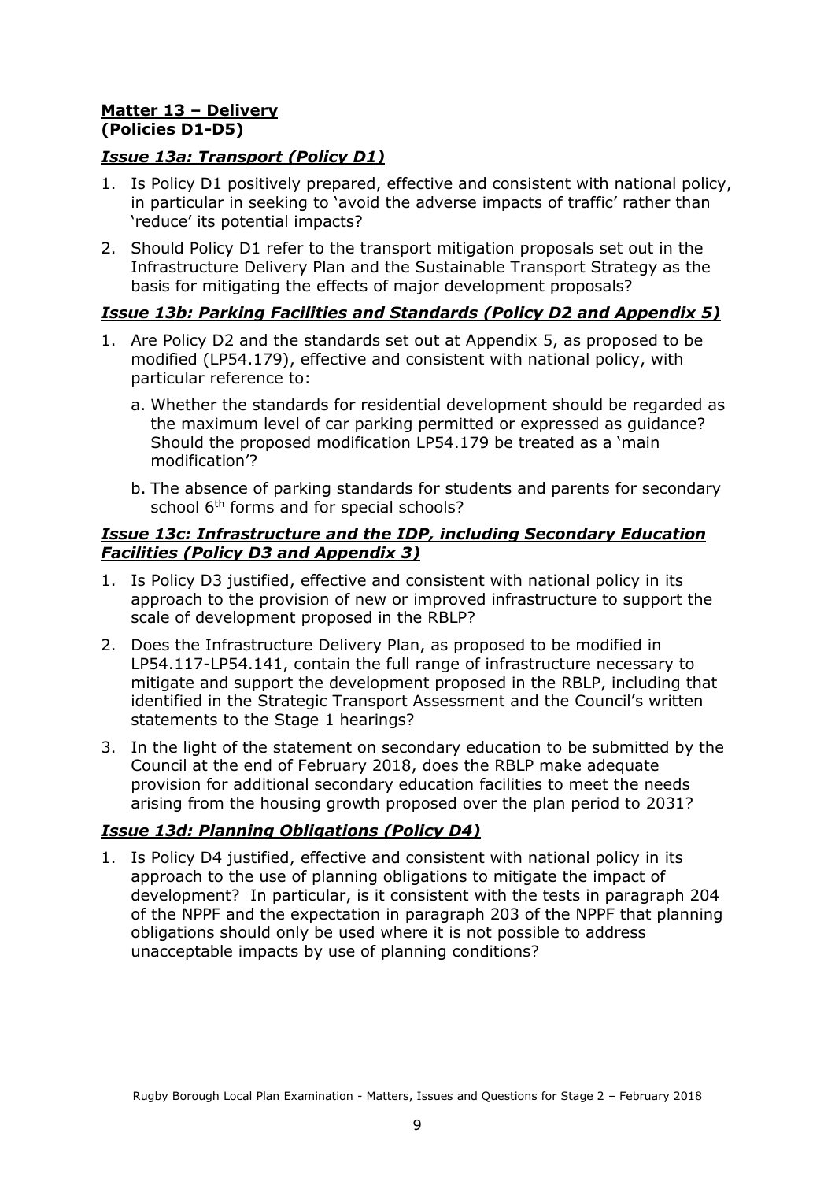**Matter 13 – Delivery**
**(Policies D1-D5)**

***Issue 13a: Transport (Policy D1)***

1. Is Policy D1 positively prepared, effective and consistent with national policy, in particular in seeking to 'avoid the adverse impacts of traffic' rather than 'reduce' its potential impacts?
2. Should Policy D1 refer to the transport mitigation proposals set out in the Infrastructure Delivery Plan and the Sustainable Transport Strategy as the basis for mitigating the effects of major development proposals?

***Issue 13b: Parking Facilities and Standards (Policy D2 and Appendix 5)***

1. Are Policy D2 and the standards set out at Appendix 5, as proposed to be modified (LP54.179), effective and consistent with national policy, with particular reference to:
   a. Whether the standards for residential development should be regarded as the maximum level of car parking permitted or expressed as guidance? Should the proposed modification LP54.179 be treated as a 'main modification'?
   b. The absence of parking standards for students and parents for secondary school 6th forms and for special schools?

***Issue 13c: Infrastructure and the IDP, including Secondary Education Facilities (Policy D3 and Appendix 3)***

1. Is Policy D3 justified, effective and consistent with national policy in its approach to the provision of new or improved infrastructure to support the scale of development proposed in the RBLP?
2. Does the Infrastructure Delivery Plan, as proposed to be modified in LP54.117-LP54.141, contain the full range of infrastructure necessary to mitigate and support the development proposed in the RBLP, including that identified in the Strategic Transport Assessment and the Council's written statements to the Stage 1 hearings?
3. In the light of the statement on secondary education to be submitted by the Council at the end of February 2018, does the RBLP make adequate provision for additional secondary education facilities to meet the needs arising from the housing growth proposed over the plan period to 2031?

***Issue 13d: Planning Obligations (Policy D4)***

1. Is Policy D4 justified, effective and consistent with national policy in its approach to the use of planning obligations to mitigate the impact of development? In particular, is it consistent with the tests in paragraph 204 of the NPPF and the expectation in paragraph 203 of the NPPF that planning obligations should only be used where it is not possible to address unacceptable impacts by use of planning conditions?